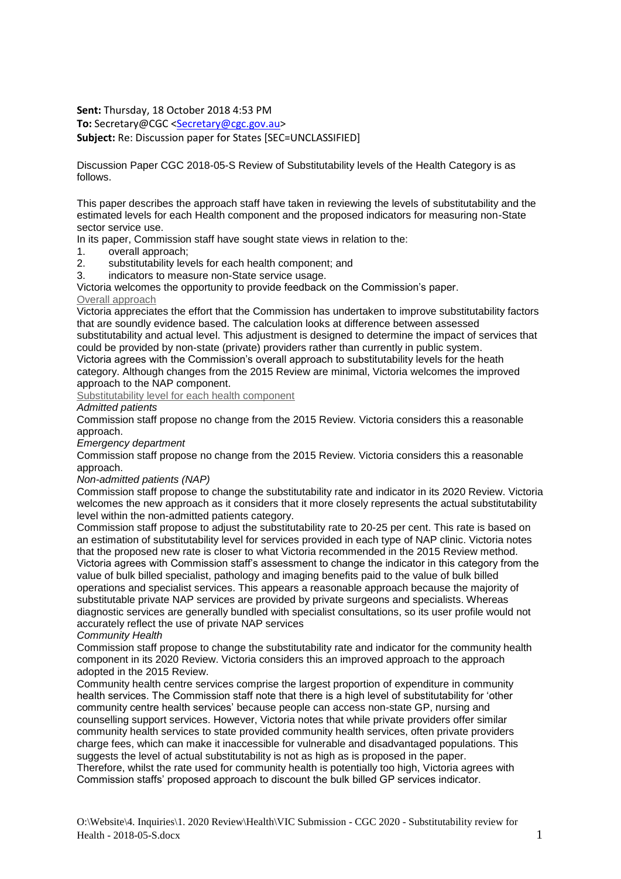**Sent:** Thursday, 18 October 2018 4:53 PM
**To:** Secretary@CGC <Secretary@cgc.gov.au>
**Subject:** Re: Discussion paper for States [SEC=UNCLASSIFIED]

Discussion Paper CGC 2018-05-S Review of Substitutability levels of the Health Category is as follows.

This paper describes the approach staff have taken in reviewing the levels of substitutability and the estimated levels for each Health component and the proposed indicators for measuring non-State sector service use.

In its paper, Commission staff have sought state views in relation to the:

1. overall approach;
2. substitutability levels for each health component; and
3. indicators to measure non-State service usage.

Victoria welcomes the opportunity to provide feedback on the Commission's paper.

Overall approach

Victoria appreciates the effort that the Commission has undertaken to improve substitutability factors that are soundly evidence based. The calculation looks at difference between assessed substitutability and actual level. This adjustment is designed to determine the impact of services that could be provided by non-state (private) providers rather than currently in public system.

Victoria agrees with the Commission's overall approach to substitutability levels for the heath category. Although changes from the 2015 Review are minimal, Victoria welcomes the improved approach to the NAP component.

Substitutability level for each health component

*Admitted patients*

Commission staff propose no change from the 2015 Review. Victoria considers this a reasonable approach.

*Emergency department*

Commission staff propose no change from the 2015 Review. Victoria considers this a reasonable approach.

*Non-admitted patients (NAP)*

Commission staff propose to change the substitutability rate and indicator in its 2020 Review. Victoria welcomes the new approach as it considers that it more closely represents the actual substitutability level within the non-admitted patients category.

Commission staff propose to adjust the substitutability rate to 20-25 per cent. This rate is based on an estimation of substitutability level for services provided in each type of NAP clinic. Victoria notes that the proposed new rate is closer to what Victoria recommended in the 2015 Review method.

Victoria agrees with Commission staff's assessment to change the indicator in this category from the value of bulk billed specialist, pathology and imaging benefits paid to the value of bulk billed operations and specialist services. This appears a reasonable approach because the majority of substitutable private NAP services are provided by private surgeons and specialists. Whereas diagnostic services are generally bundled with specialist consultations, so its user profile would not accurately reflect the use of private NAP services

*Community Health*

Commission staff propose to change the substitutability rate and indicator for the community health component in its 2020 Review. Victoria considers this an improved approach to the approach adopted in the 2015 Review.

Community health centre services comprise the largest proportion of expenditure in community health services. The Commission staff note that there is a high level of substitutability for 'other community centre health services' because people can access non-state GP, nursing and counselling support services. However, Victoria notes that while private providers offer similar community health services to state provided community health services, often private providers charge fees, which can make it inaccessible for vulnerable and disadvantaged populations. This suggests the level of actual substitutability is not as high as is proposed in the paper.

Therefore, whilst the rate used for community health is potentially too high, Victoria agrees with Commission staffs' proposed approach to discount the bulk billed GP services indicator.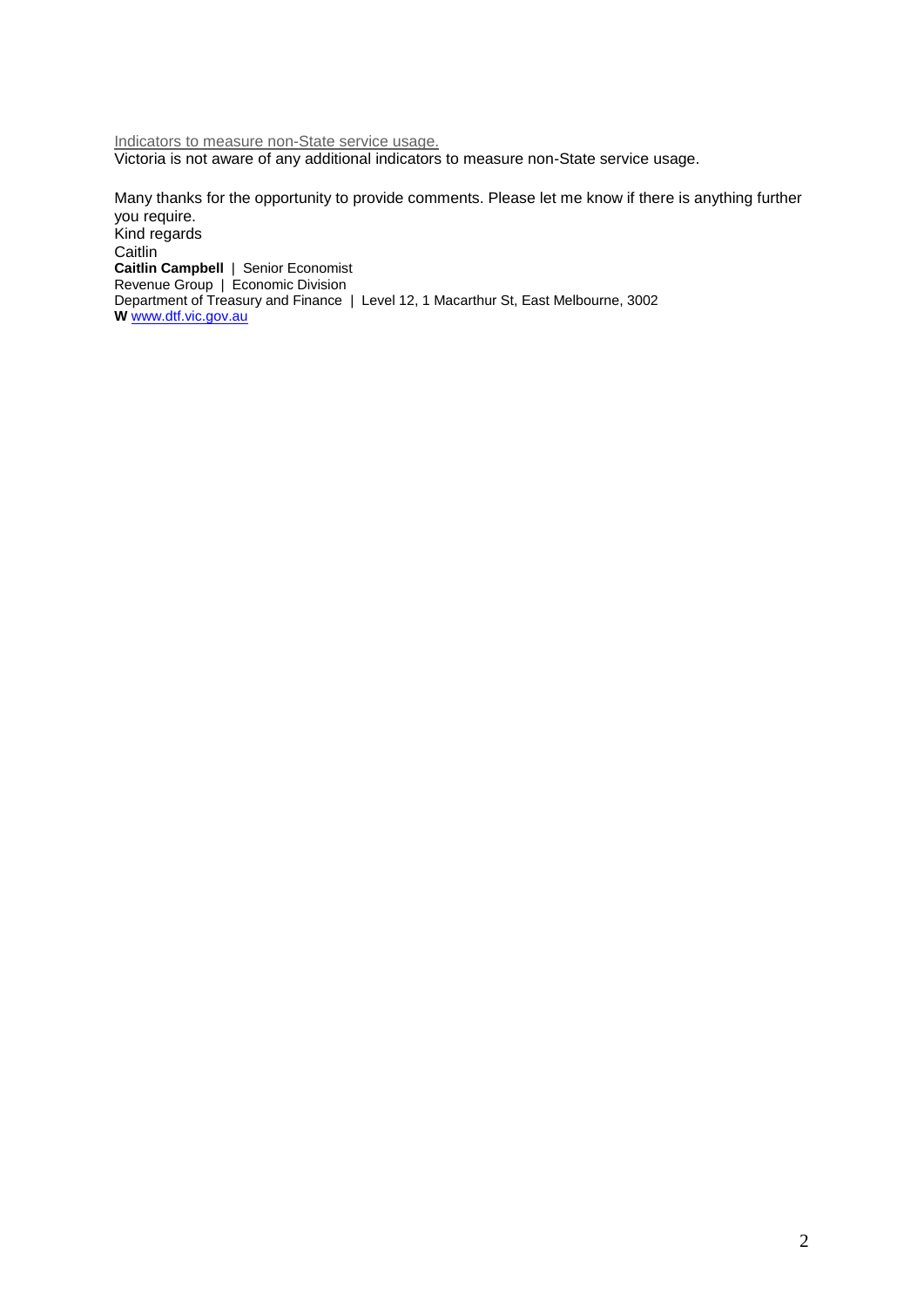Indicators to measure non-State service usage.

Victoria is not aware of any additional indicators to measure non-State service usage.

Many thanks for the opportunity to provide comments. Please let me know if there is anything further you require.

Kind regards

Caitlin

**Caitlin Campbell** | Senior Economist

Revenue Group | Economic Division

Department of Treasury and Finance | Level 12, 1 Macarthur St, East Melbourne, 3002

**W** www.dtf.vic.gov.au